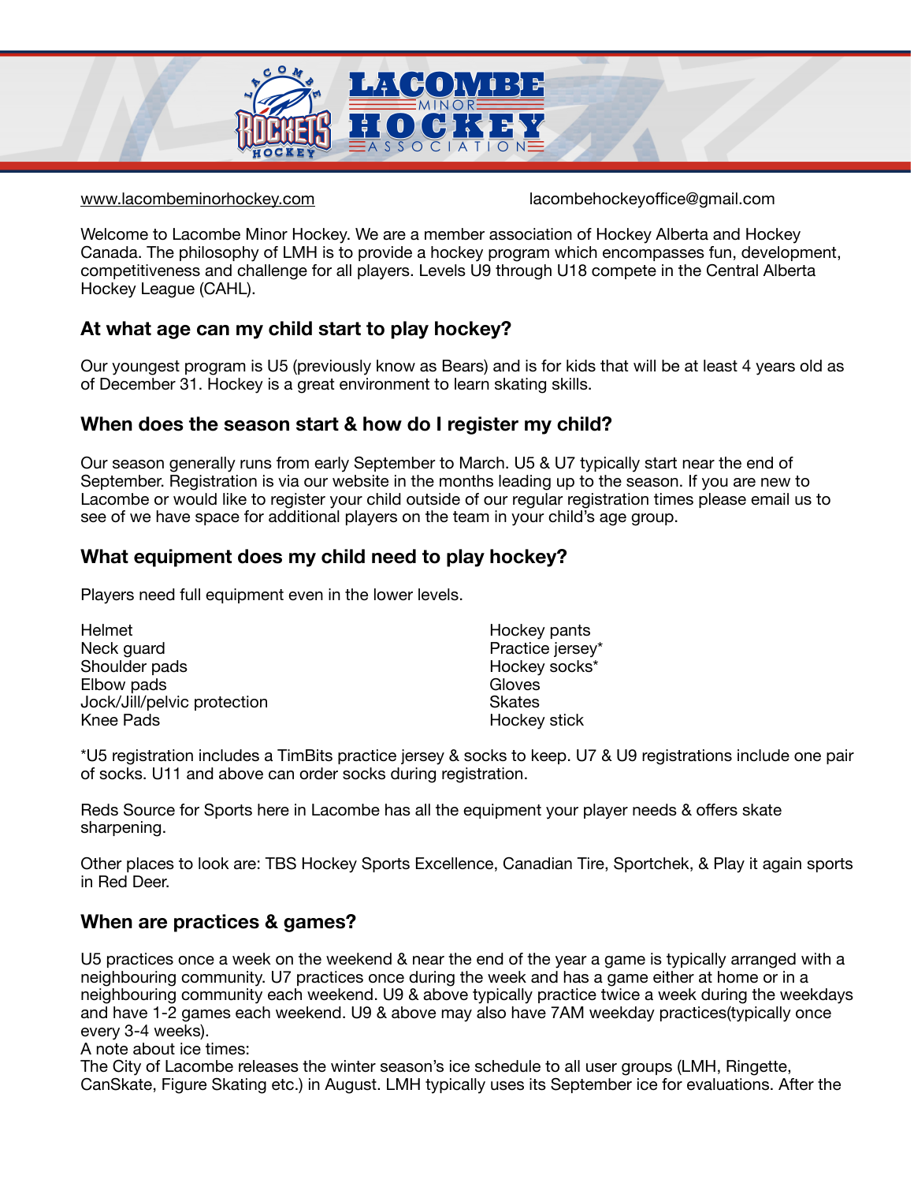# LACOMBE MINOR HOCKEY ASSOCIATION

www.lacombeminorhockey.com lacombehockeyoffice@gmail.com

Welcome to Lacombe Minor Hockey. We are a member association of Hockey Alberta and Hockey Canada. The philosophy of LMH is to provide a hockey program which encompasses fun, development, competitiveness and challenge for all players. Levels U9 through U18 compete in the Central Alberta Hockey League (CAHL).

## At what age can my child start to play hockey?

Our youngest program is U5 (previously know as Bears) and is for kids that will be at least 4 years old as of December 31. Hockey is a great environment to learn skating skills.

## When does the season start & how do I register my child?

Our season generally runs from early September to March. U5 & U7 typically start near the end of September. Registration is via our website in the months leading up to the season. If you are new to Lacombe or would like to register your child outside of our regular registration times please email us to see of we have space for additional players on the team in your child's age group.

## What equipment does my child need to play hockey?

Players need full equipment even in the lower levels.

- Helmet
- Neck guard
- Shoulder pads
- Elbow pads
- Jock/Jill/pelvic protection
- Knee Pads
- Hockey pants
- Practice jersey*
- Hockey socks*
- Gloves
- Skates
- Hockey stick

*U5 registration includes a TimBits practice jersey & socks to keep. U7 & U9 registrations include one pair of socks. U11 and above can order socks during registration.

Reds Source for Sports here in Lacombe has all the equipment your player needs & offers skate sharpening.

Other places to look are: TBS Hockey Sports Excellence, Canadian Tire, Sportchek, & Play it again sports in Red Deer.

## When are practices & games?

U5 practices once a week on the weekend & near the end of the year a game is typically arranged with a neighbouring community. U7 practices once during the week and has a game either at home or in a neighbouring community each weekend. U9 & above typically practice twice a week during the weekdays and have 1-2 games each weekend. U9 & above may also have 7AM weekday practices(typically once every 3-4 weeks).

A note about ice times:

The City of Lacombe releases the winter season's ice schedule to all user groups (LMH, Ringette, CanSkate, Figure Skating etc.) in August. LMH typically uses its September ice for evaluations. After the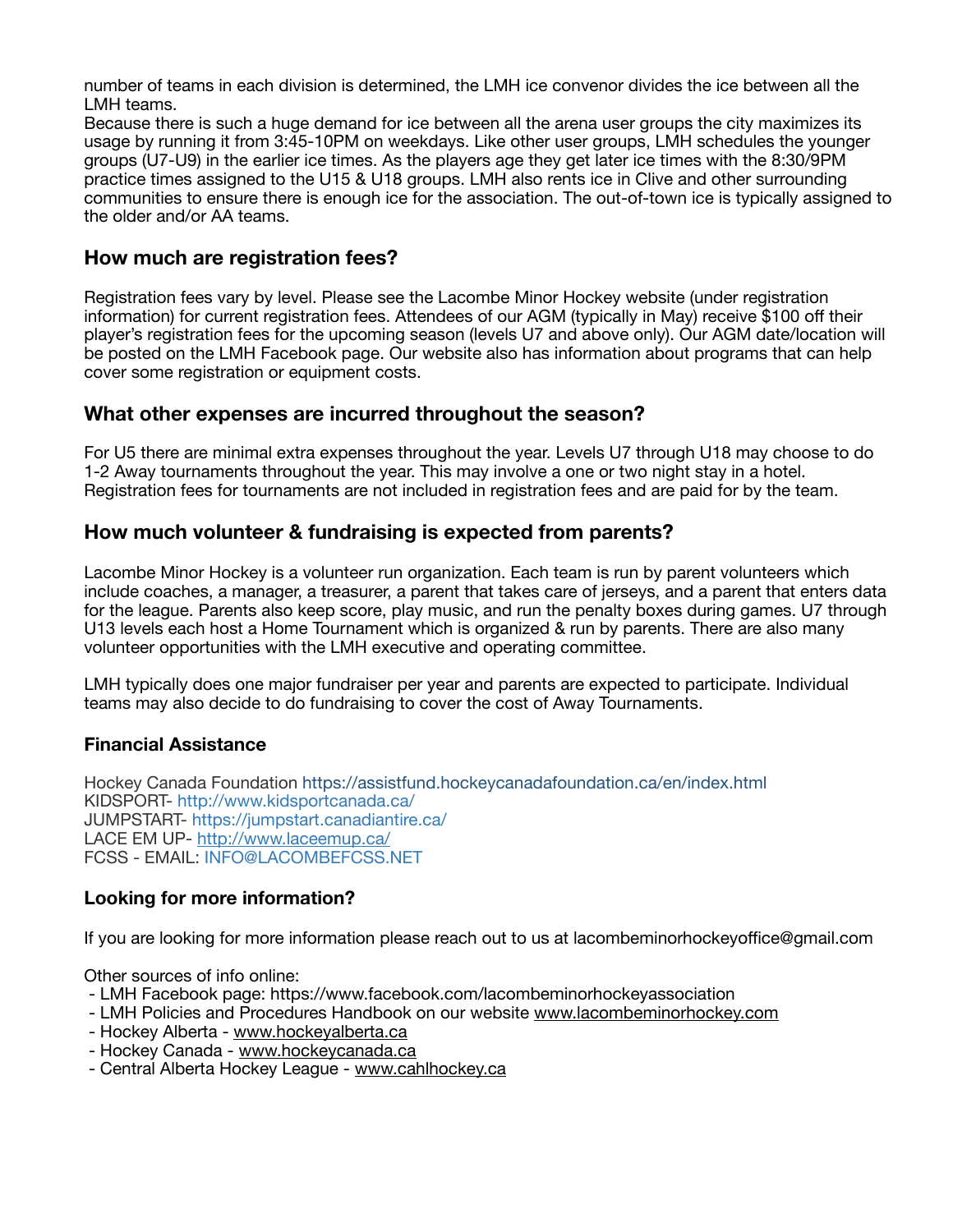number of teams in each division is determined, the LMH ice convenor divides the ice between all the LMH teams.
Because there is such a huge demand for ice between all the arena user groups the city maximizes its usage by running it from 3:45-10PM on weekdays. Like other user groups, LMH schedules the younger groups (U7-U9) in the earlier ice times. As the players age they get later ice times with the 8:30/9PM practice times assigned to the U15 & U18 groups. LMH also rents ice in Clive and other surrounding communities to ensure there is enough ice for the association. The out-of-town ice is typically assigned to the older and/or AA teams.

## How much are registration fees?

Registration fees vary by level. Please see the Lacombe Minor Hockey website (under registration information) for current registration fees. Attendees of our AGM (typically in May) receive $100 off their player's registration fees for the upcoming season (levels U7 and above only). Our AGM date/location will be posted on the LMH Facebook page. Our website also has information about programs that can help cover some registration or equipment costs.

## What other expenses are incurred throughout the season?

For U5 there are minimal extra expenses throughout the year. Levels U7 through U18 may choose to do 1-2 Away tournaments throughout the year. This may involve a one or two night stay in a hotel. Registration fees for tournaments are not included in registration fees and are paid for by the team.

## How much volunteer & fundraising is expected from parents?

Lacombe Minor Hockey is a volunteer run organization. Each team is run by parent volunteers which include coaches, a manager, a treasurer, a parent that takes care of jerseys, and a parent that enters data for the league. Parents also keep score, play music, and run the penalty boxes during games. U7 through U13 levels each host a Home Tournament which is organized & run by parents. There are also many volunteer opportunities with the LMH executive and operating committee.

LMH typically does one major fundraiser per year and parents are expected to participate. Individual teams may also decide to do fundraising to cover the cost of Away Tournaments.

### Financial Assistance

Hockey Canada Foundation https://assistfund.hockeycanadafoundation.ca/en/index.html
KIDSPORT- http://www.kidsportcanada.ca/
JUMPSTART- https://jumpstart.canadiantire.ca/
LACE EM UP- http://www.laceemup.ca/
FCSS - EMAIL: INFO@LACOMBEFCSS.NET

### Looking for more information?

If you are looking for more information please reach out to us at lacombeminorhockeyoffice@gmail.com

Other sources of info online:
- LMH Facebook page: https://www.facebook.com/lacombeminorhockeyassociation
- LMH Policies and Procedures Handbook on our website www.lacombeminorhockey.com
- Hockey Alberta - www.hockeyalberta.ca
- Hockey Canada - www.hockeycanada.ca
- Central Alberta Hockey League - www.cahlhockey.ca